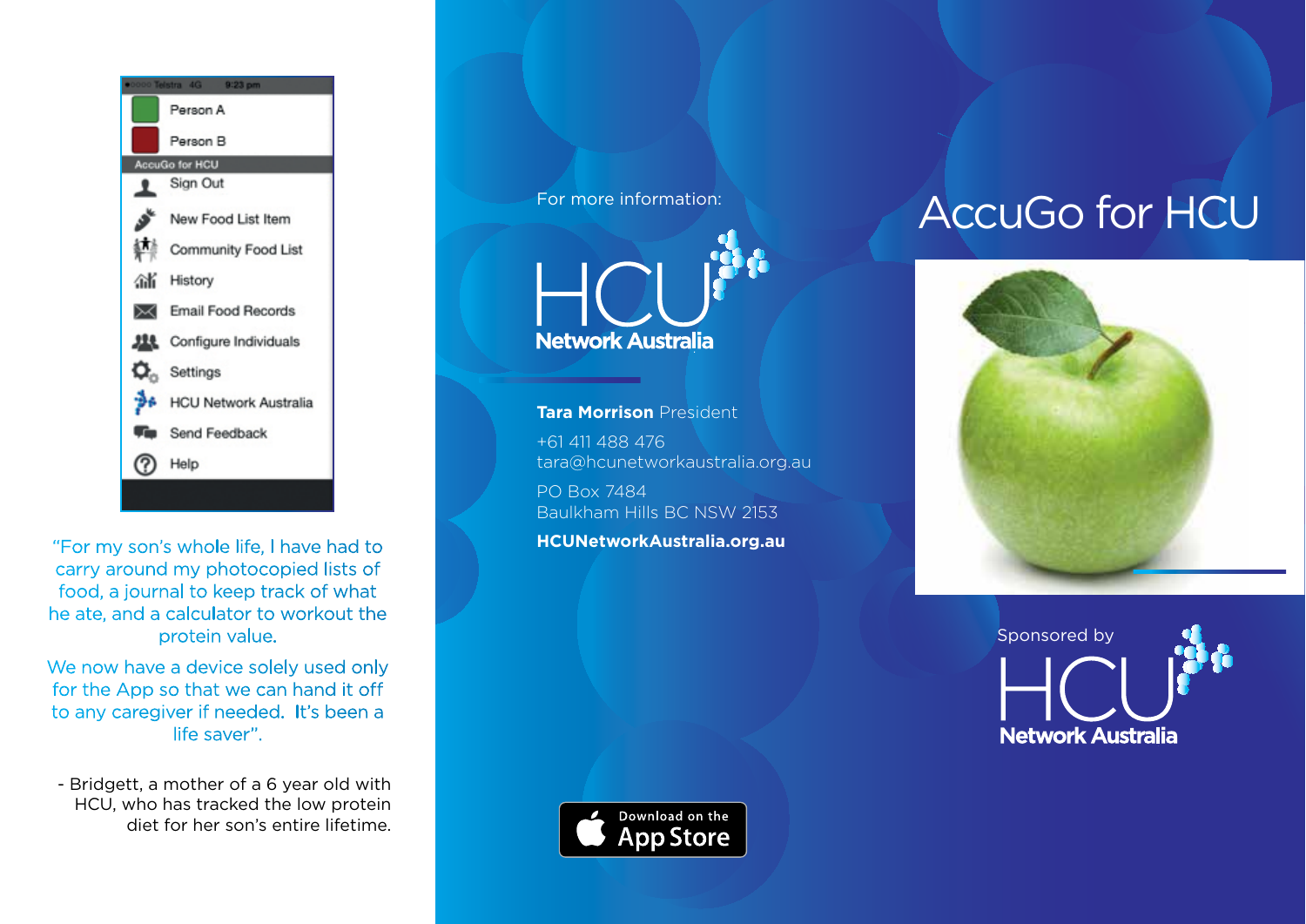Person A

Person B

AccuGo for HCU

- Sign Out
- New Food List Item
- Community Food List
- History
- Email Food Records
- Configure Individuals
- Settings
- HCU Network Australia
- Send Feedback
- Help

"For my son's whole life, I have had to carry around my photocopied lists of food, a journal to keep track of what he ate, and a calculator to workout the protein value.

We now have a device solely used only for the App so that we can hand it off to any caregiver if needed. It's been a life saver".

- Bridgett, a mother of a 6 year old with HCU, who has tracked the low protein diet for her son's entire lifetime.

For more information:

HCU Network Australia

**Tara Morrison** President

+61 411 488 476
tara@hcunetworkaustralia.org.au

PO Box 7484
Baulkham Hills BC NSW 2153

**HCUNetworkAustralia.org.au**

Download on the App Store

# AccuGo for HCU

Sponsored by HCU Network Australia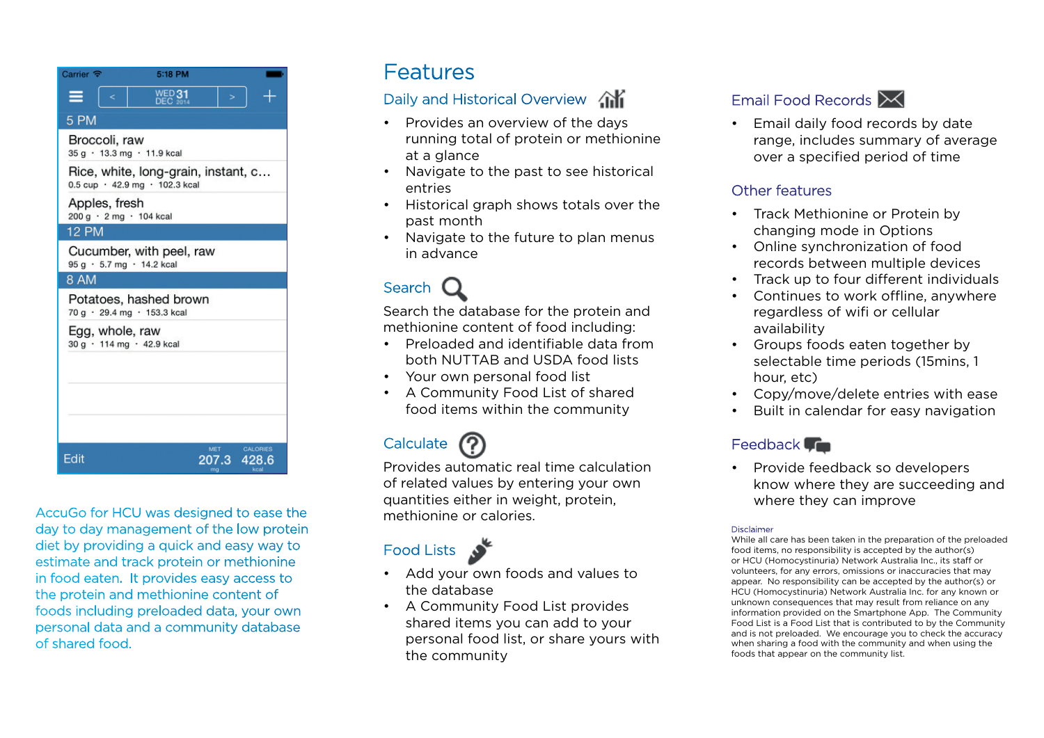AccuGo for HCU was designed to ease the day to day management of the low protein diet by providing a quick and easy way to estimate and track protein or methionine in food eaten. It provides easy access to the protein and methionine content of foods including preloaded data, your own personal data and a community database of shared food.

# Features

## Daily and Historical Overview

- Provides an overview of the days running total of protein or methionine at a glance
- Navigate to the past to see historical entries
- Historical graph shows totals over the past month
- Navigate to the future to plan menus in advance

## Search

Search the database for the protein and methionine content of food including:

- Preloaded and identifiable data from both NUTTAB and USDA food lists
- Your own personal food list
- A Community Food List of shared food items within the community

## Calculate

Provides automatic real time calculation of related values by entering your own quantities either in weight, protein, methionine or calories.

## Food Lists

- Add your own foods and values to the database
- A Community Food List provides shared items you can add to your personal food list, or share yours with the community

## Email Food Records

- Email daily food records by date range, includes summary of average over a specified period of time

## Other features

- Track Methionine or Protein by changing mode in Options
- Online synchronization of food records between multiple devices
- Track up to four different individuals
- Continues to work offline, anywhere regardless of wifi or cellular availability
- Groups foods eaten together by selectable time periods (15mins, 1 hour, etc)
- Copy/move/delete entries with ease
- Built in calendar for easy navigation

## Feedback

- Provide feedback so developers know where they are succeeding and where they can improve

### Disclaimer

While all care has been taken in the preparation of the preloaded food items, no responsibility is accepted by the author(s) or HCU (Homocystinuria) Network Australia Inc., its staff or volunteers, for any errors, omissions or inaccuracies that may appear. No responsibility can be accepted by the author(s) or HCU (Homocystinuria) Network Australia Inc. for any known or unknown consequences that may result from reliance on any information provided on the Smartphone App. The Community Food List is a Food List that is contributed to by the Community and is not preloaded. We encourage you to check the accuracy when sharing a food with the community and when using the foods that appear on the community list.